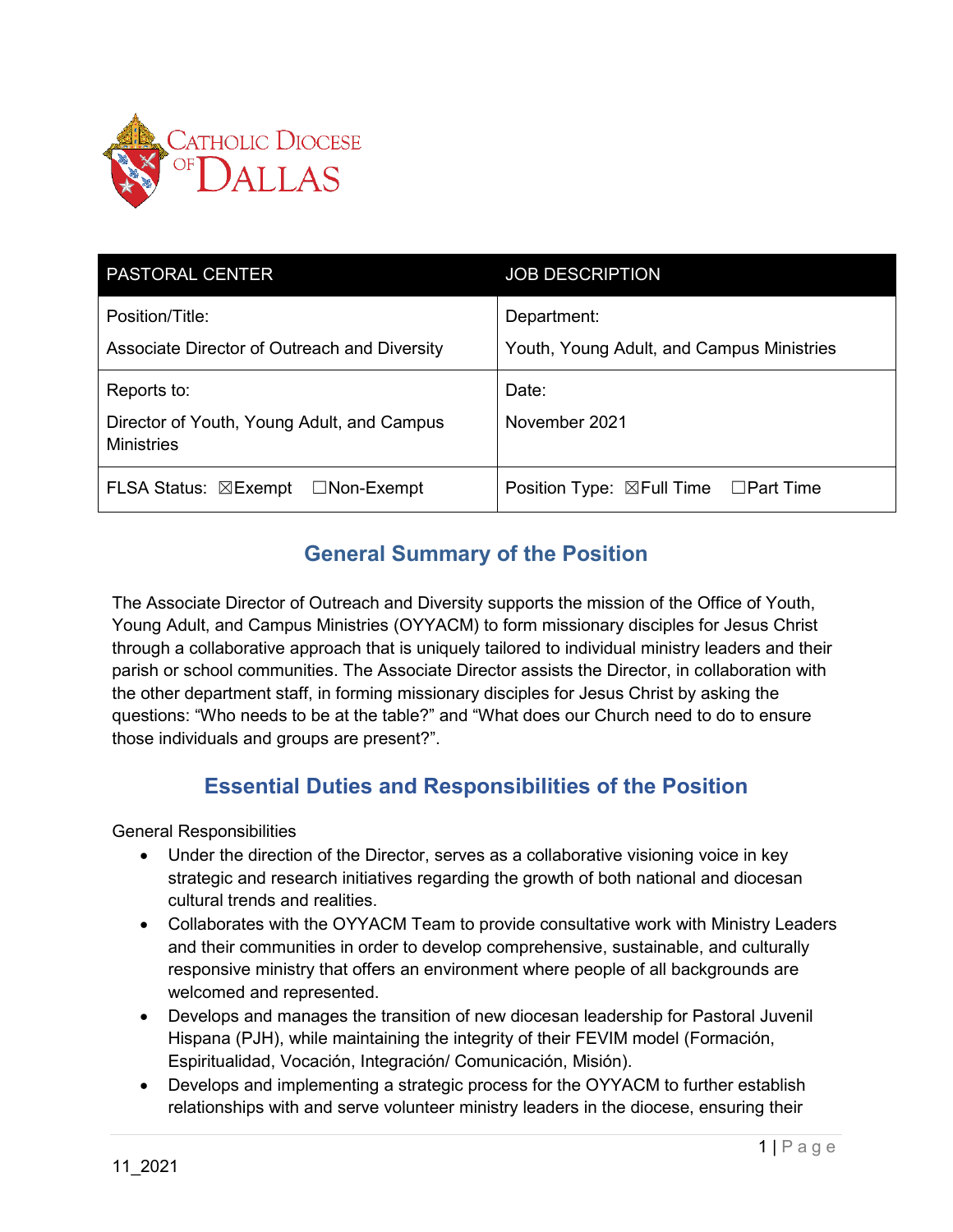CATHOLIC DIOCESE OF DALLAS

| PASTORAL CENTER | JOB DESCRIPTION |
| --- | --- |
| Position/Title: Associate Director of Outreach and Diversity | Department: Youth, Young Adult, and Campus Ministries |
| Reports to: Director of Youth, Young Adult, and Campus Ministries | Date: November 2021 |
| FLSA Status: ☒Exempt ☐Non-Exempt | Position Type: ☒Full Time ☐Part Time |

## General Summary of the Position

The Associate Director of Outreach and Diversity supports the mission of the Office of Youth, Young Adult, and Campus Ministries (OYYACM) to form missionary disciples for Jesus Christ through a collaborative approach that is uniquely tailored to individual ministry leaders and their parish or school communities. The Associate Director assists the Director, in collaboration with the other department staff, in forming missionary disciples for Jesus Christ by asking the questions: "Who needs to be at the table?" and "What does our Church need to do to ensure those individuals and groups are present?".

## Essential Duties and Responsibilities of the Position

General Responsibilities

- Under the direction of the Director, serves as a collaborative visioning voice in key strategic and research initiatives regarding the growth of both national and diocesan cultural trends and realities.
- Collaborates with the OYYACM Team to provide consultative work with Ministry Leaders and their communities in order to develop comprehensive, sustainable, and culturally responsive ministry that offers an environment where people of all backgrounds are welcomed and represented.
- Develops and manages the transition of new diocesan leadership for Pastoral Juvenil Hispana (PJH), while maintaining the integrity of their FEVIM model (Formación, Espiritualidad, Vocación, Integración/ Comunicación, Misión).
- Develops and implementing a strategic process for the OYYACM to further establish relationships with and serve volunteer ministry leaders in the diocese, ensuring their

11_2021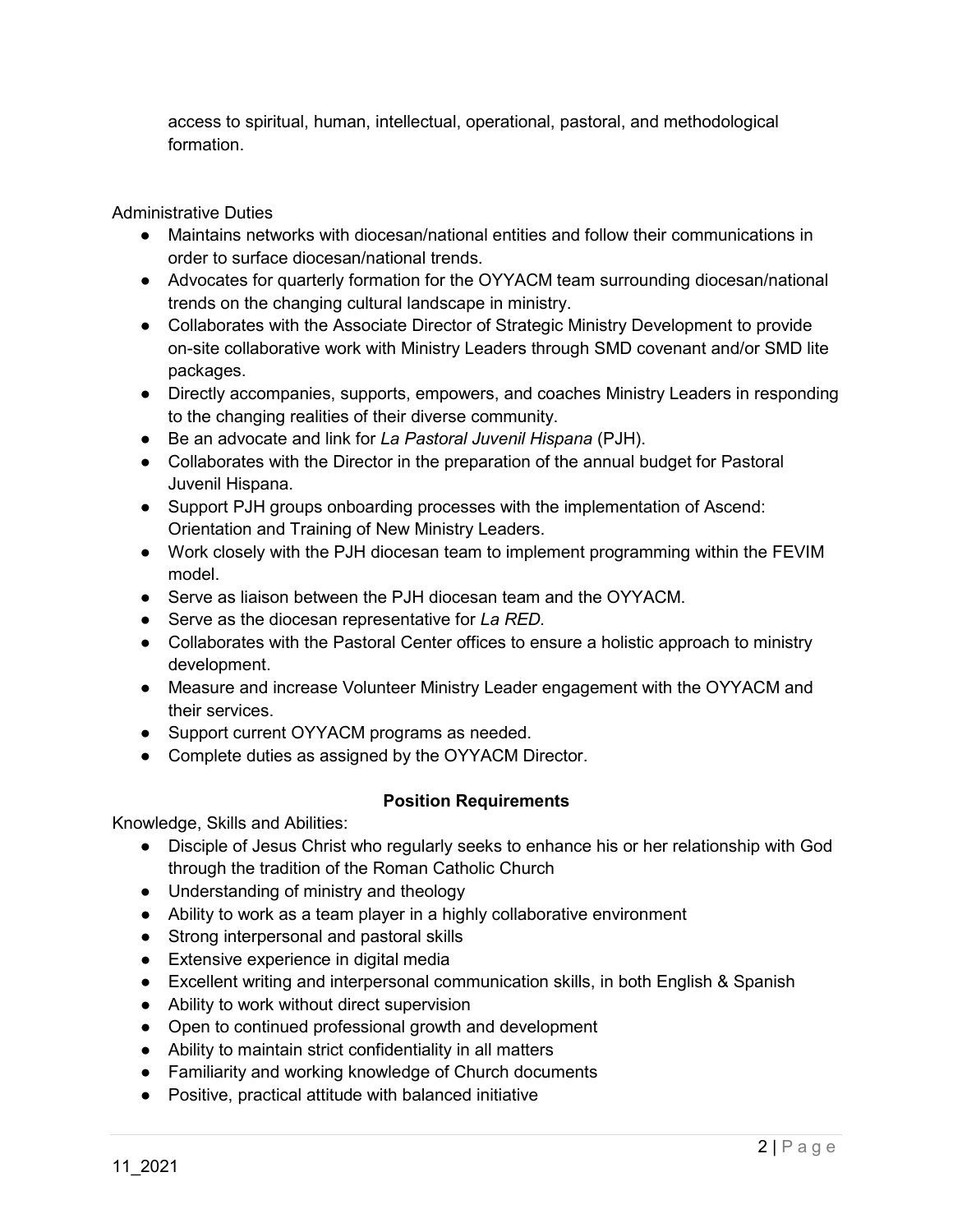access to spiritual, human, intellectual, operational, pastoral, and methodological formation.

Administrative Duties

- Maintains networks with diocesan/national entities and follow their communications in order to surface diocesan/national trends.
- Advocates for quarterly formation for the OYYACM team surrounding diocesan/national trends on the changing cultural landscape in ministry.
- Collaborates with the Associate Director of Strategic Ministry Development to provide on-site collaborative work with Ministry Leaders through SMD covenant and/or SMD lite packages.
- Directly accompanies, supports, empowers, and coaches Ministry Leaders in responding to the changing realities of their diverse community.
- Be an advocate and link for *La Pastoral Juvenil Hispana* (PJH).
- Collaborates with the Director in the preparation of the annual budget for Pastoral Juvenil Hispana.
- Support PJH groups onboarding processes with the implementation of Ascend: Orientation and Training of New Ministry Leaders.
- Work closely with the PJH diocesan team to implement programming within the FEVIM model.
- Serve as liaison between the PJH diocesan team and the OYYACM.
- Serve as the diocesan representative for *La RED.*
- Collaborates with the Pastoral Center offices to ensure a holistic approach to ministry development.
- Measure and increase Volunteer Ministry Leader engagement with the OYYACM and their services.
- Support current OYYACM programs as needed.
- Complete duties as assigned by the OYYACM Director.

**Position Requirements**

Knowledge, Skills and Abilities:

- Disciple of Jesus Christ who regularly seeks to enhance his or her relationship with God through the tradition of the Roman Catholic Church
- Understanding of ministry and theology
- Ability to work as a team player in a highly collaborative environment
- Strong interpersonal and pastoral skills
- Extensive experience in digital media
- Excellent writing and interpersonal communication skills, in both English & Spanish
- Ability to work without direct supervision
- Open to continued professional growth and development
- Ability to maintain strict confidentiality in all matters
- Familiarity and working knowledge of Church documents
- Positive, practical attitude with balanced initiative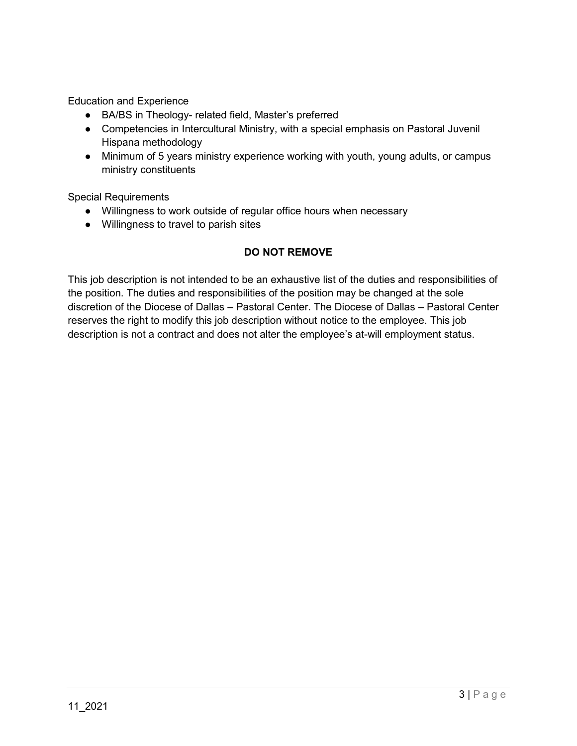Education and Experience

- BA/BS in Theology- related field, Master's preferred
- Competencies in Intercultural Ministry, with a special emphasis on Pastoral Juvenil Hispana methodology
- Minimum of 5 years ministry experience working with youth, young adults, or campus ministry constituents

Special Requirements

- Willingness to work outside of regular office hours when necessary
- Willingness to travel to parish sites

**DO NOT REMOVE**

This job description is not intended to be an exhaustive list of the duties and responsibilities of the position. The duties and responsibilities of the position may be changed at the sole discretion of the Diocese of Dallas – Pastoral Center. The Diocese of Dallas – Pastoral Center reserves the right to modify this job description without notice to the employee. This job description is not a contract and does not alter the employee's at-will employment status.